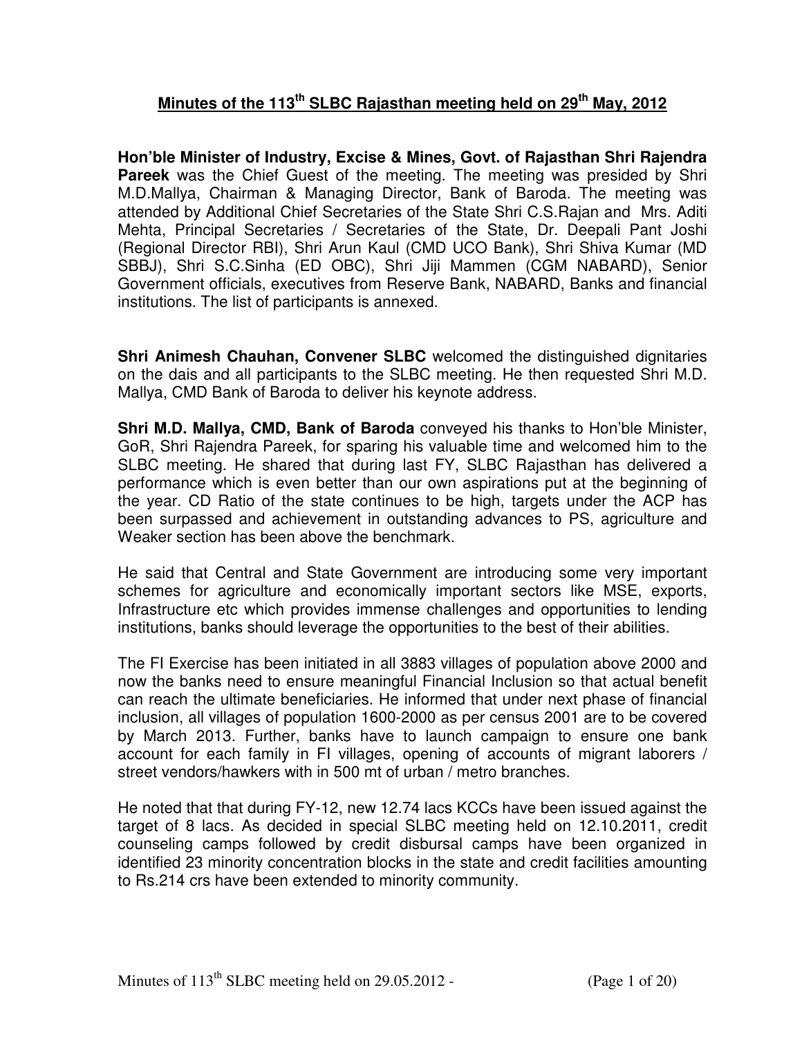# Minutes of the 113th SLBC Rajasthan meeting held on 29th May, 2012

**Hon'ble Minister of Industry, Excise & Mines, Govt. of Rajasthan Shri Rajendra Pareek** was the Chief Guest of the meeting. The meeting was presided by Shri M.D.Mallya, Chairman & Managing Director, Bank of Baroda. The meeting was attended by Additional Chief Secretaries of the State Shri C.S.Rajan and Mrs. Aditi Mehta, Principal Secretaries / Secretaries of the State, Dr. Deepali Pant Joshi (Regional Director RBI), Shri Arun Kaul (CMD UCO Bank), Shri Shiva Kumar (MD SBBJ), Shri S.C.Sinha (ED OBC), Shri Jiji Mammen (CGM NABARD), Senior Government officials, executives from Reserve Bank, NABARD, Banks and financial institutions. The list of participants is annexed.

**Shri Animesh Chauhan, Convener SLBC** welcomed the distinguished dignitaries on the dais and all participants to the SLBC meeting. He then requested Shri M.D. Mallya, CMD Bank of Baroda to deliver his keynote address.

**Shri M.D. Mallya, CMD, Bank of Baroda** conveyed his thanks to Hon'ble Minister, GoR, Shri Rajendra Pareek, for sparing his valuable time and welcomed him to the SLBC meeting. He shared that during last FY, SLBC Rajasthan has delivered a performance which is even better than our own aspirations put at the beginning of the year. CD Ratio of the state continues to be high, targets under the ACP has been surpassed and achievement in outstanding advances to PS, agriculture and Weaker section has been above the benchmark.

He said that Central and State Government are introducing some very important schemes for agriculture and economically important sectors like MSE, exports, Infrastructure etc which provides immense challenges and opportunities to lending institutions, banks should leverage the opportunities to the best of their abilities.

The FI Exercise has been initiated in all 3883 villages of population above 2000 and now the banks need to ensure meaningful Financial Inclusion so that actual benefit can reach the ultimate beneficiaries. He informed that under next phase of financial inclusion, all villages of population 1600-2000 as per census 2001 are to be covered by March 2013. Further, banks have to launch campaign to ensure one bank account for each family in FI villages, opening of accounts of migrant laborers / street vendors/hawkers with in 500 mt of urban / metro branches.

He noted that that during FY-12, new 12.74 lacs KCCs have been issued against the target of 8 lacs. As decided in special SLBC meeting held on 12.10.2011, credit counseling camps followed by credit disbursal camps have been organized in identified 23 minority concentration blocks in the state and credit facilities amounting to Rs.214 crs have been extended to minority community.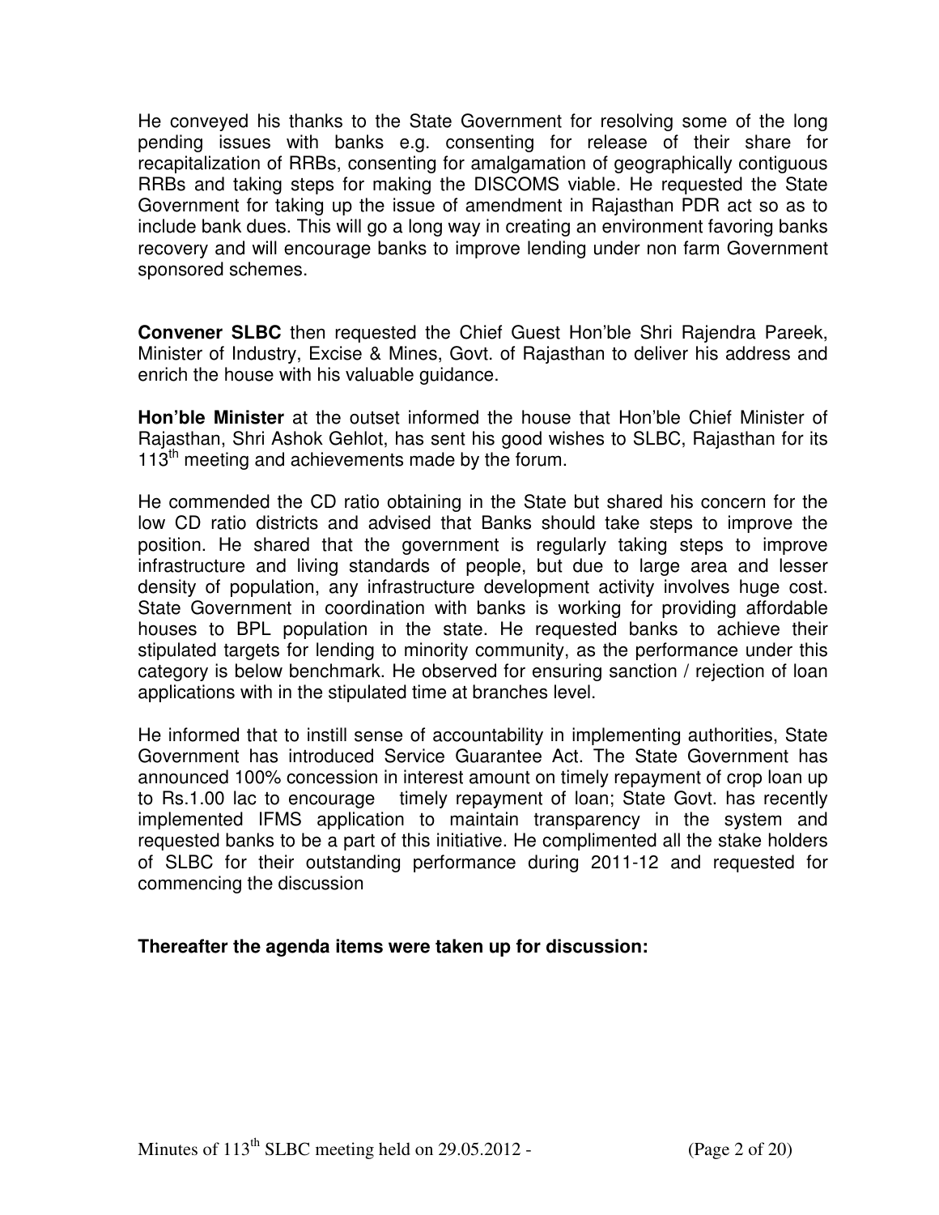He conveyed his thanks to the State Government for resolving some of the long pending issues with banks e.g. consenting for release of their share for recapitalization of RRBs, consenting for amalgamation of geographically contiguous RRBs and taking steps for making the DISCOMS viable. He requested the State Government for taking up the issue of amendment in Rajasthan PDR act so as to include bank dues. This will go a long way in creating an environment favoring banks recovery and will encourage banks to improve lending under non farm Government sponsored schemes.

**Convener SLBC** then requested the Chief Guest Hon'ble Shri Rajendra Pareek, Minister of Industry, Excise & Mines, Govt. of Rajasthan to deliver his address and enrich the house with his valuable guidance.

**Hon'ble Minister** at the outset informed the house that Hon'ble Chief Minister of Rajasthan, Shri Ashok Gehlot, has sent his good wishes to SLBC, Rajasthan for its 113th meeting and achievements made by the forum.

He commended the CD ratio obtaining in the State but shared his concern for the low CD ratio districts and advised that Banks should take steps to improve the position. He shared that the government is regularly taking steps to improve infrastructure and living standards of people, but due to large area and lesser density of population, any infrastructure development activity involves huge cost. State Government in coordination with banks is working for providing affordable houses to BPL population in the state. He requested banks to achieve their stipulated targets for lending to minority community, as the performance under this category is below benchmark. He observed for ensuring sanction / rejection of loan applications with in the stipulated time at branches level.

He informed that to instill sense of accountability in implementing authorities, State Government has introduced Service Guarantee Act. The State Government has announced 100% concession in interest amount on timely repayment of crop loan up to Rs.1.00 lac to encourage timely repayment of loan; State Govt. has recently implemented IFMS application to maintain transparency in the system and requested banks to be a part of this initiative. He complimented all the stake holders of SLBC for their outstanding performance during 2011-12 and requested for commencing the discussion

**Thereafter the agenda items were taken up for discussion:**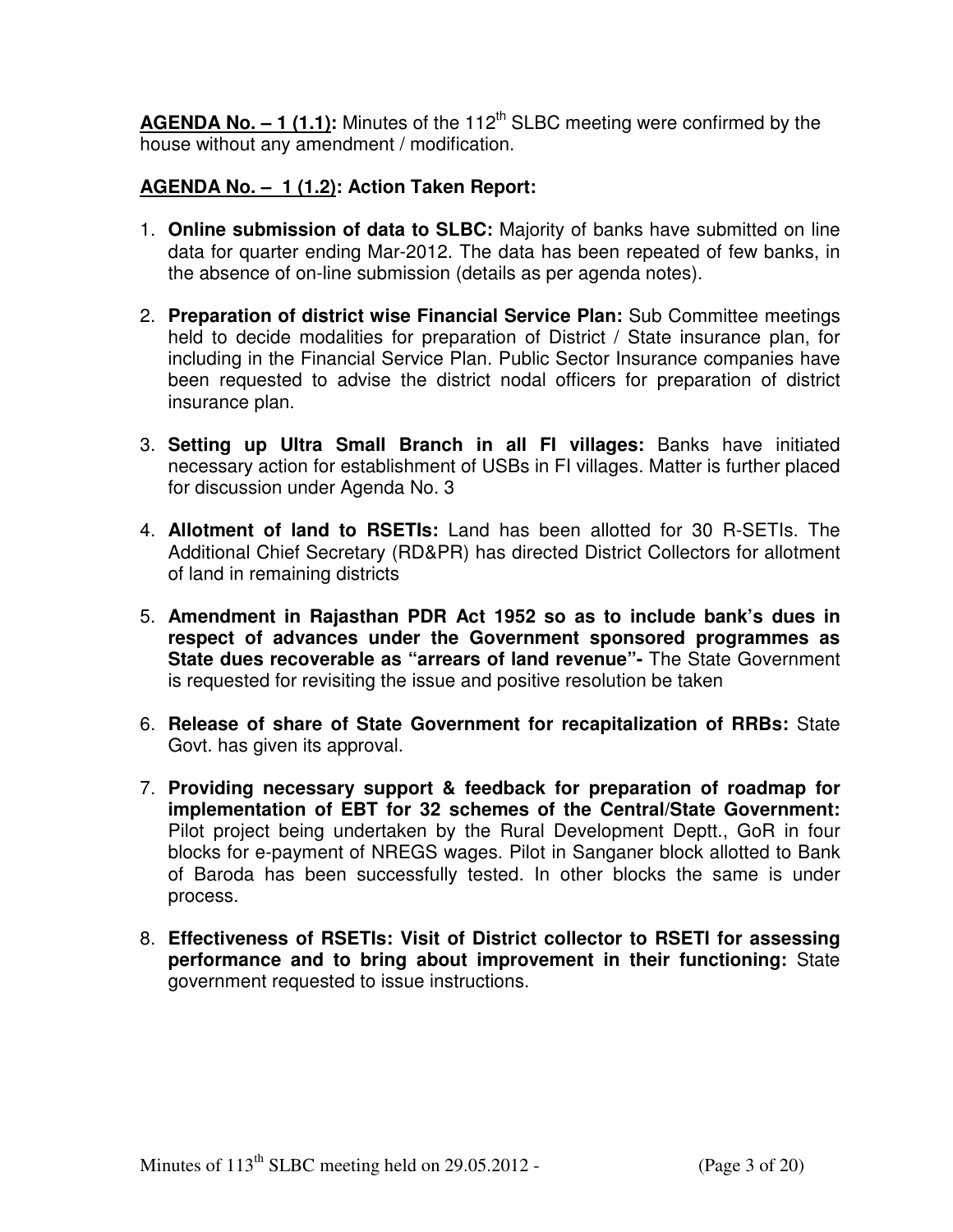**AGENDA No. – 1 (1.1):** Minutes of the 112th SLBC meeting were confirmed by the house without any amendment / modification.

**AGENDA No. – 1 (1.2): Action Taken Report:**

1. **Online submission of data to SLBC:** Majority of banks have submitted on line data for quarter ending Mar-2012. The data has been repeated of few banks, in the absence of on-line submission (details as per agenda notes).

2. **Preparation of district wise Financial Service Plan:** Sub Committee meetings held to decide modalities for preparation of District / State insurance plan, for including in the Financial Service Plan. Public Sector Insurance companies have been requested to advise the district nodal officers for preparation of district insurance plan.

3. **Setting up Ultra Small Branch in all FI villages:** Banks have initiated necessary action for establishment of USBs in FI villages. Matter is further placed for discussion under Agenda No. 3

4. **Allotment of land to RSETIs:** Land has been allotted for 30 R-SETIs. The Additional Chief Secretary (RD&PR) has directed District Collectors for allotment of land in remaining districts

5. **Amendment in Rajasthan PDR Act 1952 so as to include bank's dues in respect of advances under the Government sponsored programmes as State dues recoverable as "arrears of land revenue"-** The State Government is requested for revisiting the issue and positive resolution be taken

6. **Release of share of State Government for recapitalization of RRBs:** State Govt. has given its approval.

7. **Providing necessary support & feedback for preparation of roadmap for implementation of EBT for 32 schemes of the Central/State Government:** Pilot project being undertaken by the Rural Development Deptt., GoR in four blocks for e-payment of NREGS wages. Pilot in Sanganer block allotted to Bank of Baroda has been successfully tested. In other blocks the same is under process.

8. **Effectiveness of RSETIs: Visit of District collector to RSETI for assessing performance and to bring about improvement in their functioning:** State government requested to issue instructions.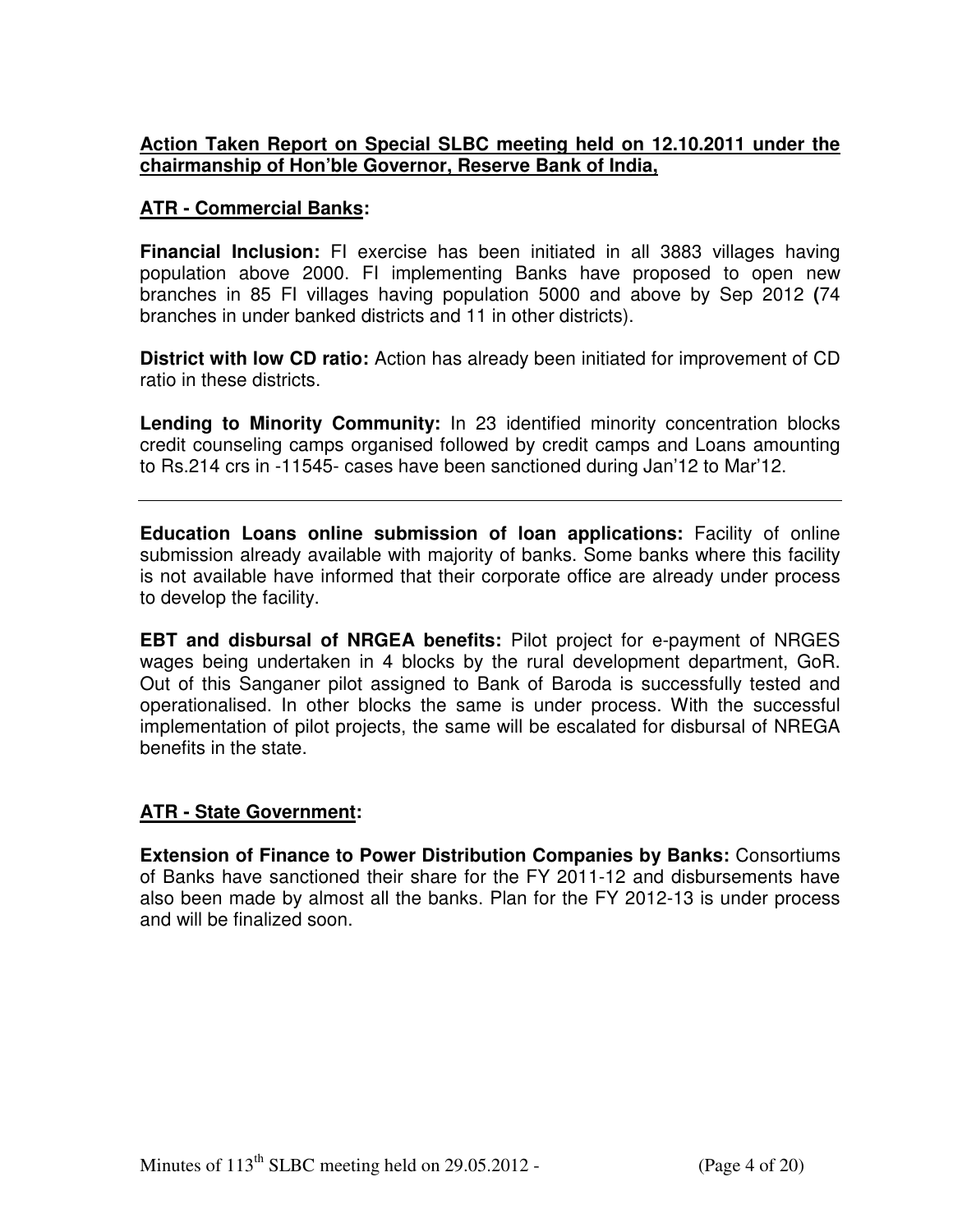**<u>Action Taken Report on Special SLBC meeting held on 12.10.2011 under the chairmanship of Hon'ble Governor, Reserve Bank of India,</u>**

**<u>ATR - Commercial Banks</u>:**

**Financial Inclusion:** FI exercise has been initiated in all 3883 villages having population above 2000. FI implementing Banks have proposed to open new branches in 85 FI villages having population 5000 and above by Sep 2012 **(**74 branches in under banked districts and 11 in other districts).

**District with low CD ratio:** Action has already been initiated for improvement of CD ratio in these districts.

**Lending to Minority Community:** In 23 identified minority concentration blocks credit counseling camps organised followed by credit camps and Loans amounting to Rs.214 crs in -11545- cases have been sanctioned during Jan'12 to Mar'12.

---

**Education Loans online submission of loan applications:** Facility of online submission already available with majority of banks. Some banks where this facility is not available have informed that their corporate office are already under process to develop the facility.

**EBT and disbursal of NRGEA benefits:** Pilot project for e-payment of NRGES wages being undertaken in 4 blocks by the rural development department, GoR. Out of this Sanganer pilot assigned to Bank of Baroda is successfully tested and operationalised. In other blocks the same is under process. With the successful implementation of pilot projects, the same will be escalated for disbursal of NREGA benefits in the state.

**<u>ATR - State Government</u>:**

**Extension of Finance to Power Distribution Companies by Banks:** Consortiums of Banks have sanctioned their share for the FY 2011-12 and disbursements have also been made by almost all the banks. Plan for the FY 2012-13 is under process and will be finalized soon.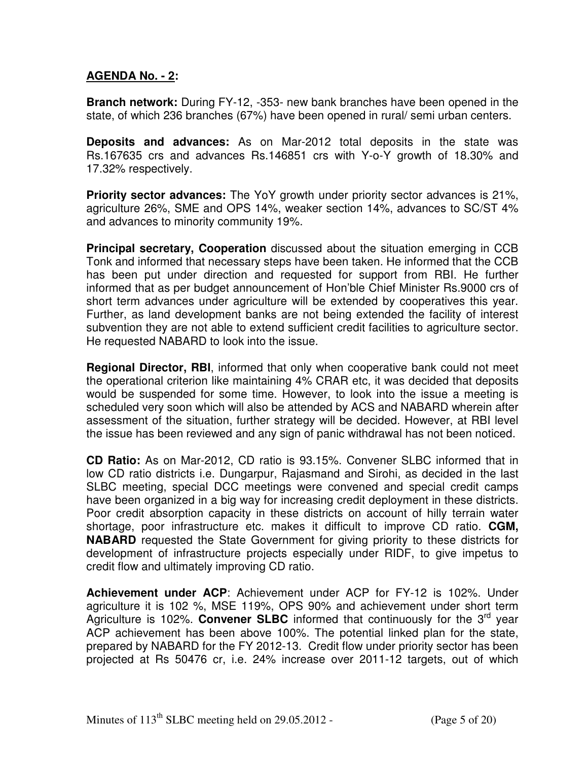**AGENDA No. - 2:**

**Branch network:** During FY-12, -353- new bank branches have been opened in the state, of which 236 branches (67%) have been opened in rural/ semi urban centers.

**Deposits and advances:** As on Mar-2012 total deposits in the state was Rs.167635 crs and advances Rs.146851 crs with Y-o-Y growth of 18.30% and 17.32% respectively.

**Priority sector advances:** The YoY growth under priority sector advances is 21%, agriculture 26%, SME and OPS 14%, weaker section 14%, advances to SC/ST 4% and advances to minority community 19%.

**Principal secretary, Cooperation** discussed about the situation emerging in CCB Tonk and informed that necessary steps have been taken. He informed that the CCB has been put under direction and requested for support from RBI. He further informed that as per budget announcement of Hon'ble Chief Minister Rs.9000 crs of short term advances under agriculture will be extended by cooperatives this year. Further, as land development banks are not being extended the facility of interest subvention they are not able to extend sufficient credit facilities to agriculture sector. He requested NABARD to look into the issue.

**Regional Director, RBI**, informed that only when cooperative bank could not meet the operational criterion like maintaining 4% CRAR etc, it was decided that deposits would be suspended for some time. However, to look into the issue a meeting is scheduled very soon which will also be attended by ACS and NABARD wherein after assessment of the situation, further strategy will be decided. However, at RBI level the issue has been reviewed and any sign of panic withdrawal has not been noticed.

**CD Ratio:** As on Mar-2012, CD ratio is 93.15%. Convener SLBC informed that in low CD ratio districts i.e. Dungarpur, Rajasmand and Sirohi, as decided in the last SLBC meeting, special DCC meetings were convened and special credit camps have been organized in a big way for increasing credit deployment in these districts. Poor credit absorption capacity in these districts on account of hilly terrain water shortage, poor infrastructure etc. makes it difficult to improve CD ratio. **CGM, NABARD** requested the State Government for giving priority to these districts for development of infrastructure projects especially under RIDF, to give impetus to credit flow and ultimately improving CD ratio.

**Achievement under ACP**: Achievement under ACP for FY-12 is 102%. Under agriculture it is 102 %, MSE 119%, OPS 90% and achievement under short term Agriculture is 102%. **Convener SLBC** informed that continuously for the 3rd year ACP achievement has been above 100%. The potential linked plan for the state, prepared by NABARD for the FY 2012-13. Credit flow under priority sector has been projected at Rs 50476 cr, i.e. 24% increase over 2011-12 targets, out of which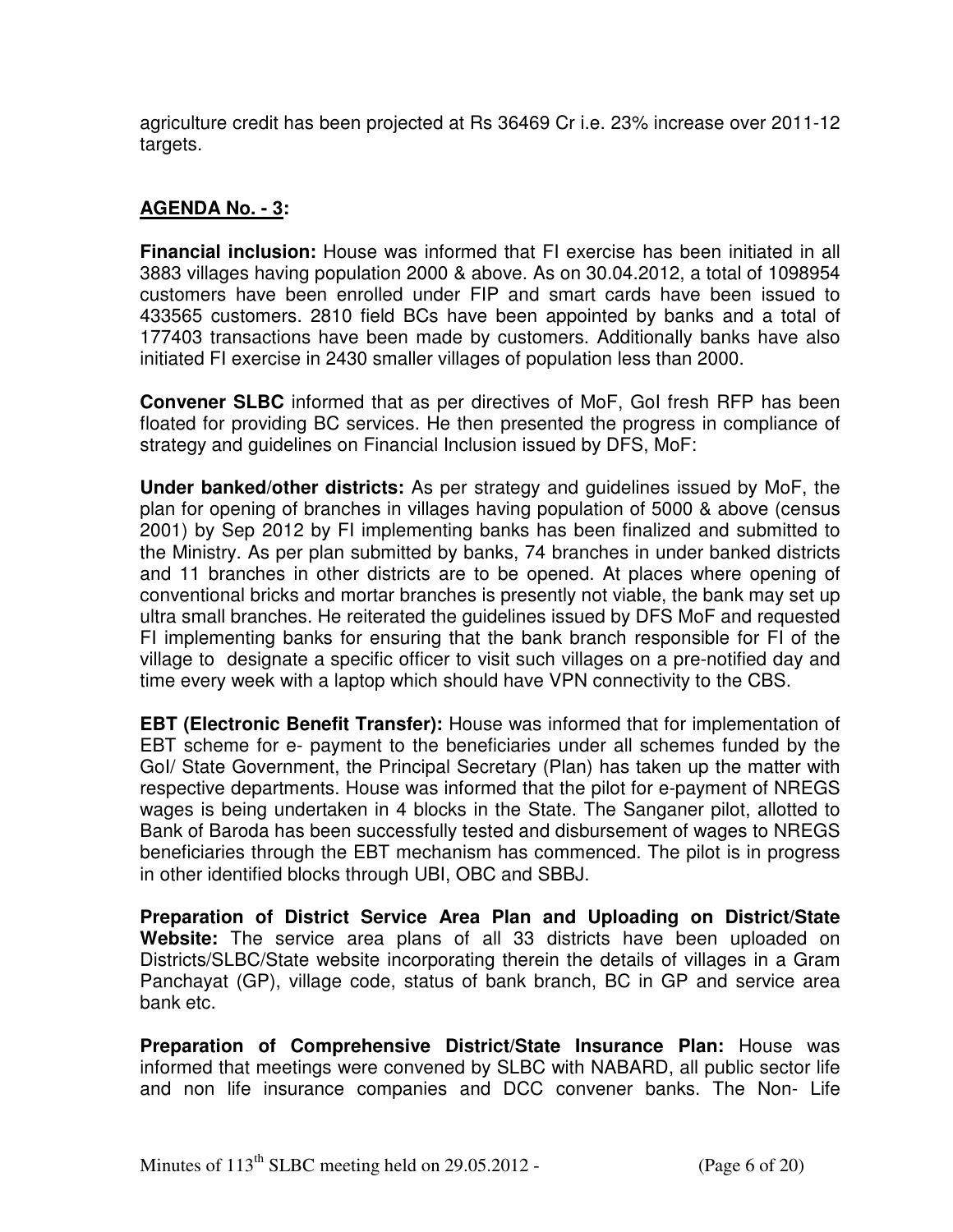agriculture credit has been projected at Rs 36469 Cr i.e. 23% increase over 2011-12 targets.

## AGENDA No. - 3:

**Financial inclusion:** House was informed that FI exercise has been initiated in all 3883 villages having population 2000 & above. As on 30.04.2012, a total of 1098954 customers have been enrolled under FIP and smart cards have been issued to 433565 customers. 2810 field BCs have been appointed by banks and a total of 177403 transactions have been made by customers. Additionally banks have also initiated FI exercise in 2430 smaller villages of population less than 2000.

**Convener SLBC** informed that as per directives of MoF, GoI fresh RFP has been floated for providing BC services. He then presented the progress in compliance of strategy and guidelines on Financial Inclusion issued by DFS, MoF:

**Under banked/other districts:** As per strategy and guidelines issued by MoF, the plan for opening of branches in villages having population of 5000 & above (census 2001) by Sep 2012 by FI implementing banks has been finalized and submitted to the Ministry. As per plan submitted by banks, 74 branches in under banked districts and 11 branches in other districts are to be opened. At places where opening of conventional bricks and mortar branches is presently not viable, the bank may set up ultra small branches. He reiterated the guidelines issued by DFS MoF and requested FI implementing banks for ensuring that the bank branch responsible for FI of the village to designate a specific officer to visit such villages on a pre-notified day and time every week with a laptop which should have VPN connectivity to the CBS.

**EBT (Electronic Benefit Transfer):** House was informed that for implementation of EBT scheme for e- payment to the beneficiaries under all schemes funded by the GoI/ State Government, the Principal Secretary (Plan) has taken up the matter with respective departments. House was informed that the pilot for e-payment of NREGS wages is being undertaken in 4 blocks in the State. The Sanganer pilot, allotted to Bank of Baroda has been successfully tested and disbursement of wages to NREGS beneficiaries through the EBT mechanism has commenced. The pilot is in progress in other identified blocks through UBI, OBC and SBBJ.

**Preparation of District Service Area Plan and Uploading on District/State Website:** The service area plans of all 33 districts have been uploaded on Districts/SLBC/State website incorporating therein the details of villages in a Gram Panchayat (GP), village code, status of bank branch, BC in GP and service area bank etc.

**Preparation of Comprehensive District/State Insurance Plan:** House was informed that meetings were convened by SLBC with NABARD, all public sector life and non life insurance companies and DCC convener banks. The Non- Life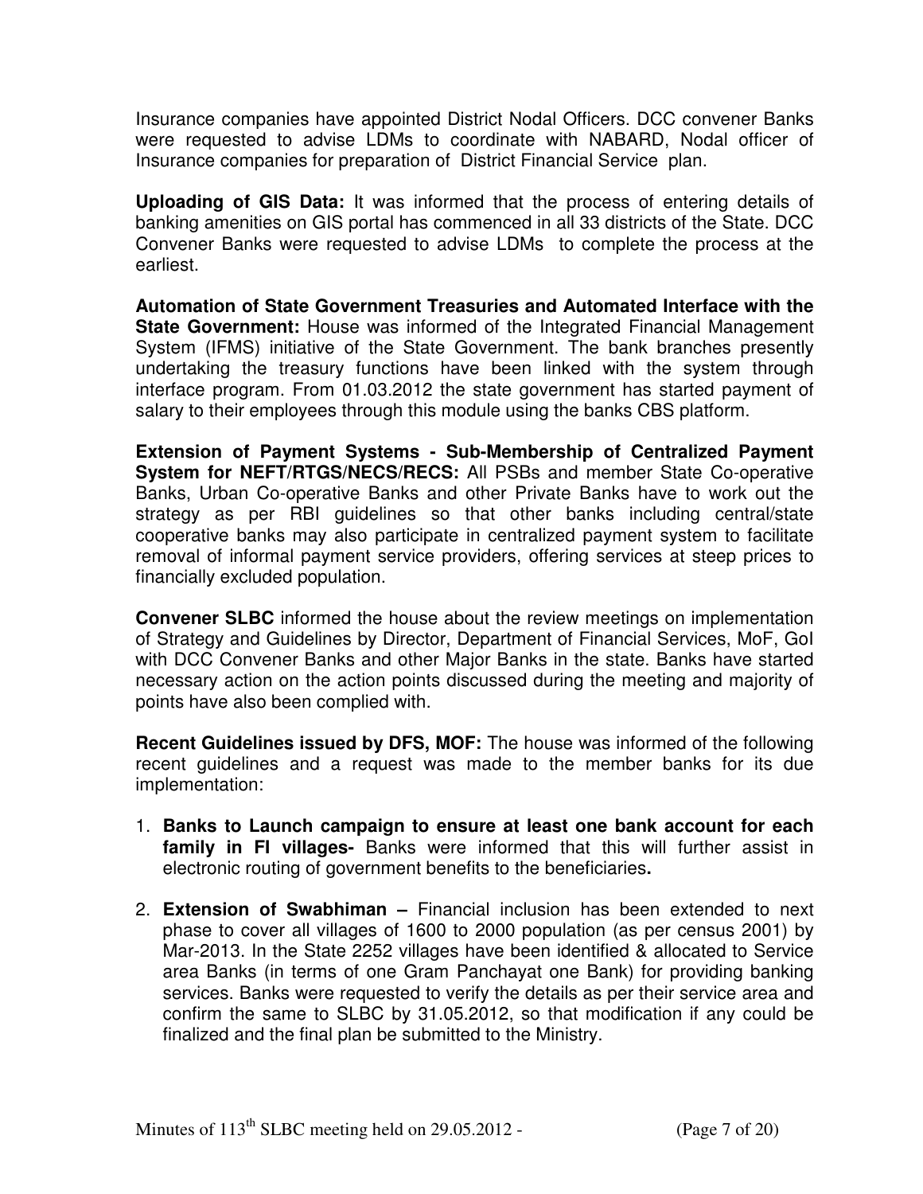Insurance companies have appointed District Nodal Officers. DCC convener Banks were requested to advise LDMs to coordinate with NABARD, Nodal officer of Insurance companies for preparation of District Financial Service plan.

**Uploading of GIS Data:** It was informed that the process of entering details of banking amenities on GIS portal has commenced in all 33 districts of the State. DCC Convener Banks were requested to advise LDMs to complete the process at the earliest.

**Automation of State Government Treasuries and Automated Interface with the State Government:** House was informed of the Integrated Financial Management System (IFMS) initiative of the State Government. The bank branches presently undertaking the treasury functions have been linked with the system through interface program. From 01.03.2012 the state government has started payment of salary to their employees through this module using the banks CBS platform.

**Extension of Payment Systems - Sub-Membership of Centralized Payment System for NEFT/RTGS/NECS/RECS:** All PSBs and member State Co-operative Banks, Urban Co-operative Banks and other Private Banks have to work out the strategy as per RBI guidelines so that other banks including central/state cooperative banks may also participate in centralized payment system to facilitate removal of informal payment service providers, offering services at steep prices to financially excluded population.

**Convener SLBC** informed the house about the review meetings on implementation of Strategy and Guidelines by Director, Department of Financial Services, MoF, GoI with DCC Convener Banks and other Major Banks in the state. Banks have started necessary action on the action points discussed during the meeting and majority of points have also been complied with.

**Recent Guidelines issued by DFS, MOF:** The house was informed of the following recent guidelines and a request was made to the member banks for its due implementation:

1. **Banks to Launch campaign to ensure at least one bank account for each family in FI villages-** Banks were informed that this will further assist in electronic routing of government benefits to the beneficiaries**.**

2. **Extension of Swabhiman –** Financial inclusion has been extended to next phase to cover all villages of 1600 to 2000 population (as per census 2001) by Mar-2013. In the State 2252 villages have been identified & allocated to Service area Banks (in terms of one Gram Panchayat one Bank) for providing banking services. Banks were requested to verify the details as per their service area and confirm the same to SLBC by 31.05.2012, so that modification if any could be finalized and the final plan be submitted to the Ministry.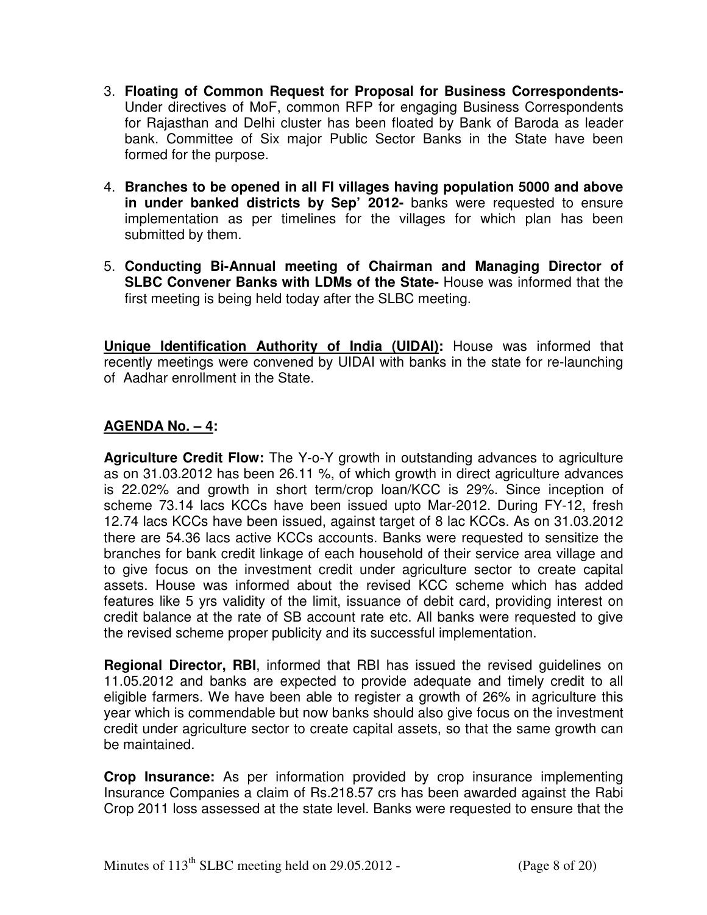3. **Floating of Common Request for Proposal for Business Correspondents-** Under directives of MoF, common RFP for engaging Business Correspondents for Rajasthan and Delhi cluster has been floated by Bank of Baroda as leader bank. Committee of Six major Public Sector Banks in the State have been formed for the purpose.

4. **Branches to be opened in all FI villages having population 5000 and above in under banked districts by Sep' 2012-** banks were requested to ensure implementation as per timelines for the villages for which plan has been submitted by them.

5. **Conducting Bi-Annual meeting of Chairman and Managing Director of SLBC Convener Banks with LDMs of the State-** House was informed that the first meeting is being held today after the SLBC meeting.

<u>**Unique Identification Authority of India (UIDAI)**</u>**:** House was informed that recently meetings were convened by UIDAI with banks in the state for re-launching of Aadhar enrollment in the State.

## <u>AGENDA No. – 4</u>:

**Agriculture Credit Flow:** The Y-o-Y growth in outstanding advances to agriculture as on 31.03.2012 has been 26.11 %, of which growth in direct agriculture advances is 22.02% and growth in short term/crop loan/KCC is 29%. Since inception of scheme 73.14 lacs KCCs have been issued upto Mar-2012. During FY-12, fresh 12.74 lacs KCCs have been issued, against target of 8 lac KCCs. As on 31.03.2012 there are 54.36 lacs active KCCs accounts. Banks were requested to sensitize the branches for bank credit linkage of each household of their service area village and to give focus on the investment credit under agriculture sector to create capital assets. House was informed about the revised KCC scheme which has added features like 5 yrs validity of the limit, issuance of debit card, providing interest on credit balance at the rate of SB account rate etc. All banks were requested to give the revised scheme proper publicity and its successful implementation.

**Regional Director, RBI**, informed that RBI has issued the revised guidelines on 11.05.2012 and banks are expected to provide adequate and timely credit to all eligible farmers. We have been able to register a growth of 26% in agriculture this year which is commendable but now banks should also give focus on the investment credit under agriculture sector to create capital assets, so that the same growth can be maintained.

**Crop Insurance:** As per information provided by crop insurance implementing Insurance Companies a claim of Rs.218.57 crs has been awarded against the Rabi Crop 2011 loss assessed at the state level. Banks were requested to ensure that the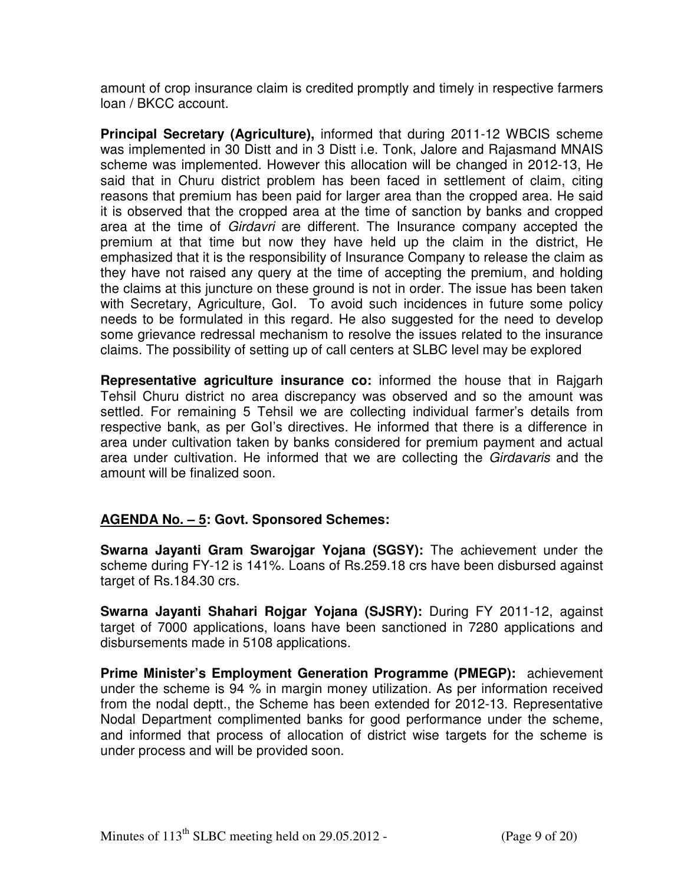amount of crop insurance claim is credited promptly and timely in respective farmers loan / BKCC account.

**Principal Secretary (Agriculture),** informed that during 2011-12 WBCIS scheme was implemented in 30 Distt and in 3 Distt i.e. Tonk, Jalore and Rajasmand MNAIS scheme was implemented. However this allocation will be changed in 2012-13, He said that in Churu district problem has been faced in settlement of claim, citing reasons that premium has been paid for larger area than the cropped area. He said it is observed that the cropped area at the time of sanction by banks and cropped area at the time of *Girdavri* are different. The Insurance company accepted the premium at that time but now they have held up the claim in the district, He emphasized that it is the responsibility of Insurance Company to release the claim as they have not raised any query at the time of accepting the premium, and holding the claims at this juncture on these ground is not in order. The issue has been taken with Secretary, Agriculture, GoI. To avoid such incidences in future some policy needs to be formulated in this regard. He also suggested for the need to develop some grievance redressal mechanism to resolve the issues related to the insurance claims. The possibility of setting up of call centers at SLBC level may be explored

**Representative agriculture insurance co:** informed the house that in Rajgarh Tehsil Churu district no area discrepancy was observed and so the amount was settled. For remaining 5 Tehsil we are collecting individual farmer's details from respective bank, as per GoI's directives. He informed that there is a difference in area under cultivation taken by banks considered for premium payment and actual area under cultivation. He informed that we are collecting the *Girdavaris* and the amount will be finalized soon.

## <u>AGENDA No. – 5</u>: Govt. Sponsored Schemes:

**Swarna Jayanti Gram Swarojgar Yojana (SGSY):** The achievement under the scheme during FY-12 is 141%. Loans of Rs.259.18 crs have been disbursed against target of Rs.184.30 crs.

**Swarna Jayanti Shahari Rojgar Yojana (SJSRY):** During FY 2011-12, against target of 7000 applications, loans have been sanctioned in 7280 applications and disbursements made in 5108 applications.

**Prime Minister's Employment Generation Programme (PMEGP):** achievement under the scheme is 94 % in margin money utilization. As per information received from the nodal deptt., the Scheme has been extended for 2012-13. Representative Nodal Department complimented banks for good performance under the scheme, and informed that process of allocation of district wise targets for the scheme is under process and will be provided soon.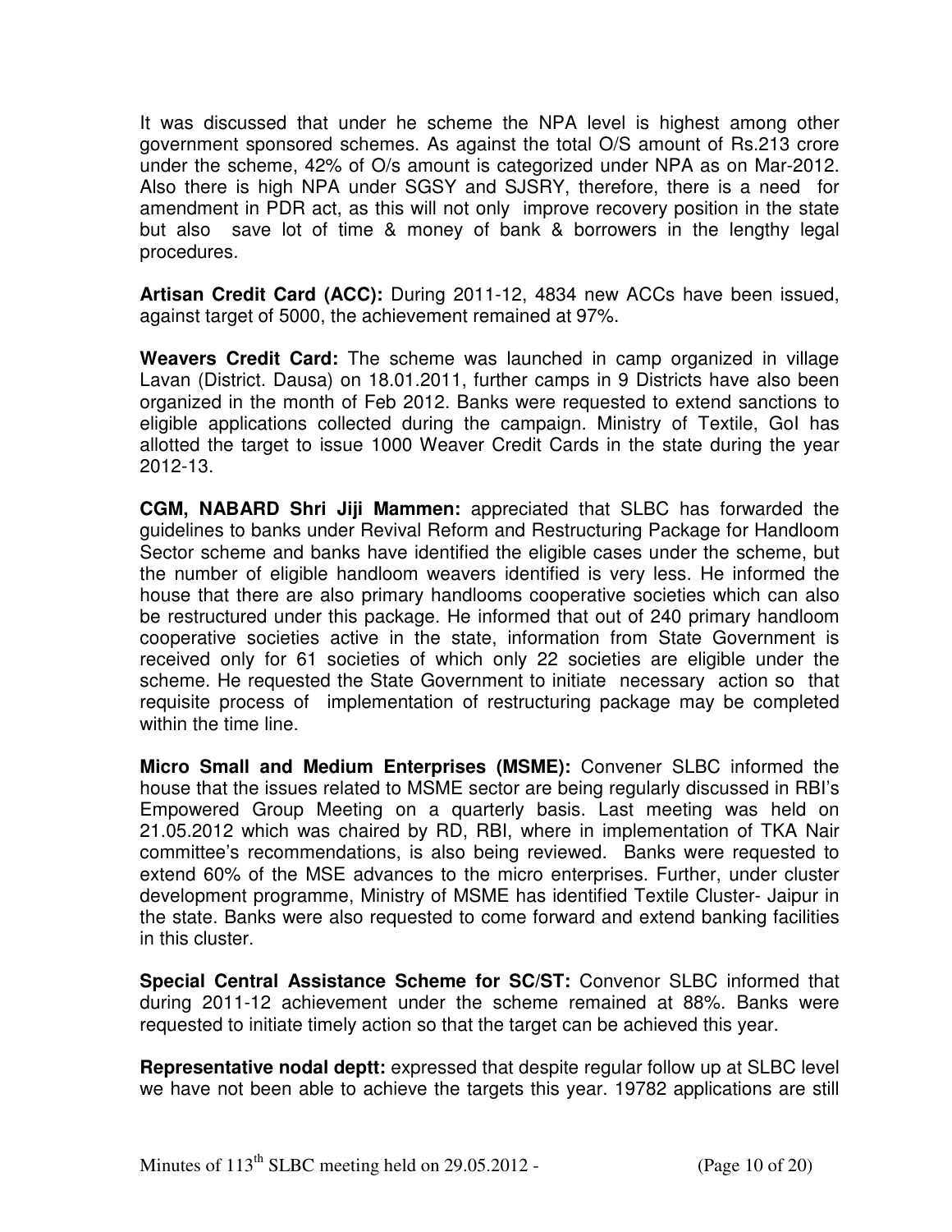It was discussed that under he scheme the NPA level is highest among other government sponsored schemes. As against the total O/S amount of Rs.213 crore under the scheme, 42% of O/s amount is categorized under NPA as on Mar-2012. Also there is high NPA under SGSY and SJSRY, therefore, there is a need for amendment in PDR act, as this will not only improve recovery position in the state but also save lot of time & money of bank & borrowers in the lengthy legal procedures.

**Artisan Credit Card (ACC):** During 2011-12, 4834 new ACCs have been issued, against target of 5000, the achievement remained at 97%.

**Weavers Credit Card:** The scheme was launched in camp organized in village Lavan (District. Dausa) on 18.01.2011, further camps in 9 Districts have also been organized in the month of Feb 2012. Banks were requested to extend sanctions to eligible applications collected during the campaign. Ministry of Textile, GoI has allotted the target to issue 1000 Weaver Credit Cards in the state during the year 2012-13.

**CGM, NABARD Shri Jiji Mammen:** appreciated that SLBC has forwarded the guidelines to banks under Revival Reform and Restructuring Package for Handloom Sector scheme and banks have identified the eligible cases under the scheme, but the number of eligible handloom weavers identified is very less. He informed the house that there are also primary handlooms cooperative societies which can also be restructured under this package. He informed that out of 240 primary handloom cooperative societies active in the state, information from State Government is received only for 61 societies of which only 22 societies are eligible under the scheme. He requested the State Government to initiate necessary action so that requisite process of implementation of restructuring package may be completed within the time line.

**Micro Small and Medium Enterprises (MSME):** Convener SLBC informed the house that the issues related to MSME sector are being regularly discussed in RBI's Empowered Group Meeting on a quarterly basis. Last meeting was held on 21.05.2012 which was chaired by RD, RBI, where in implementation of TKA Nair committee's recommendations, is also being reviewed. Banks were requested to extend 60% of the MSE advances to the micro enterprises. Further, under cluster development programme, Ministry of MSME has identified Textile Cluster- Jaipur in the state. Banks were also requested to come forward and extend banking facilities in this cluster.

**Special Central Assistance Scheme for SC/ST:** Convenor SLBC informed that during 2011-12 achievement under the scheme remained at 88%. Banks were requested to initiate timely action so that the target can be achieved this year.

**Representative nodal deptt:** expressed that despite regular follow up at SLBC level we have not been able to achieve the targets this year. 19782 applications are still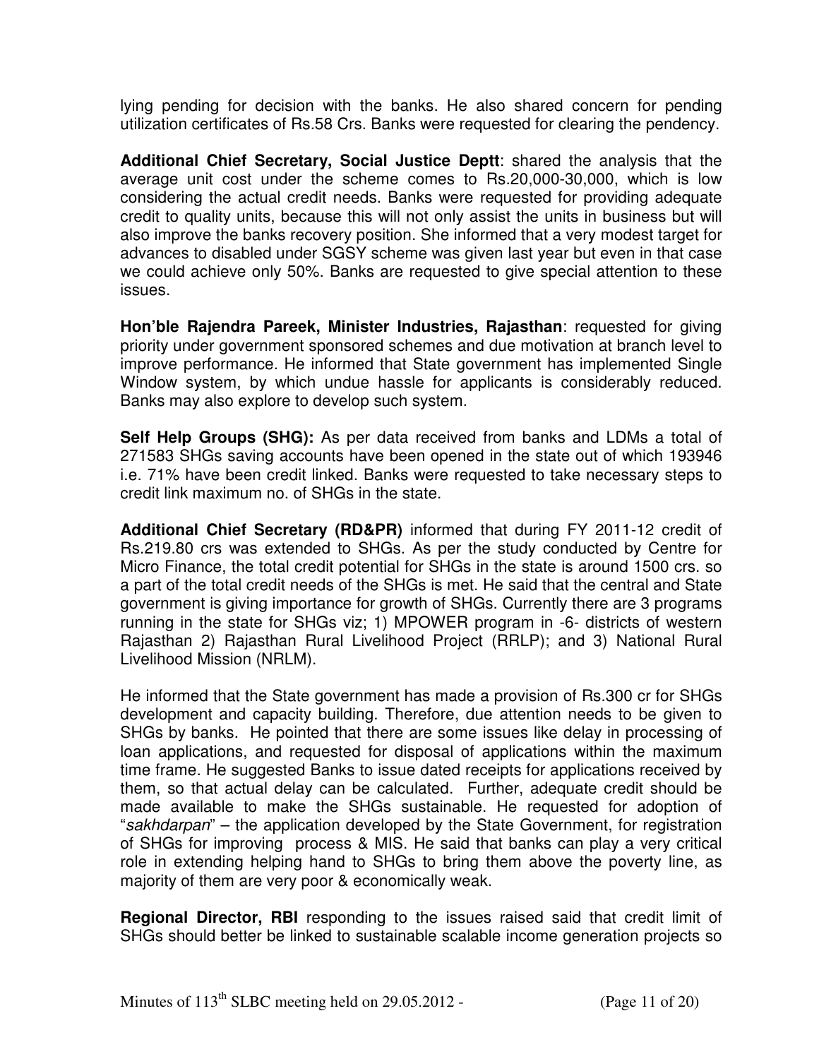lying pending for decision with the banks. He also shared concern for pending utilization certificates of Rs.58 Crs. Banks were requested for clearing the pendency.

**Additional Chief Secretary, Social Justice Deptt**: shared the analysis that the average unit cost under the scheme comes to Rs.20,000-30,000, which is low considering the actual credit needs. Banks were requested for providing adequate credit to quality units, because this will not only assist the units in business but will also improve the banks recovery position. She informed that a very modest target for advances to disabled under SGSY scheme was given last year but even in that case we could achieve only 50%. Banks are requested to give special attention to these issues.

**Hon'ble Rajendra Pareek, Minister Industries, Rajasthan**: requested for giving priority under government sponsored schemes and due motivation at branch level to improve performance. He informed that State government has implemented Single Window system, by which undue hassle for applicants is considerably reduced. Banks may also explore to develop such system.

**Self Help Groups (SHG):** As per data received from banks and LDMs a total of 271583 SHGs saving accounts have been opened in the state out of which 193946 i.e. 71% have been credit linked. Banks were requested to take necessary steps to credit link maximum no. of SHGs in the state.

**Additional Chief Secretary (RD&PR)** informed that during FY 2011-12 credit of Rs.219.80 crs was extended to SHGs. As per the study conducted by Centre for Micro Finance, the total credit potential for SHGs in the state is around 1500 crs. so a part of the total credit needs of the SHGs is met. He said that the central and State government is giving importance for growth of SHGs. Currently there are 3 programs running in the state for SHGs viz; 1) MPOWER program in -6- districts of western Rajasthan 2) Rajasthan Rural Livelihood Project (RRLP); and 3) National Rural Livelihood Mission (NRLM).

He informed that the State government has made a provision of Rs.300 cr for SHGs development and capacity building. Therefore, due attention needs to be given to SHGs by banks. He pointed that there are some issues like delay in processing of loan applications, and requested for disposal of applications within the maximum time frame. He suggested Banks to issue dated receipts for applications received by them, so that actual delay can be calculated. Further, adequate credit should be made available to make the SHGs sustainable. He requested for adoption of "*sakhdarpan*" – the application developed by the State Government, for registration of SHGs for improving process & MIS. He said that banks can play a very critical role in extending helping hand to SHGs to bring them above the poverty line, as majority of them are very poor & economically weak.

**Regional Director, RBI** responding to the issues raised said that credit limit of SHGs should better be linked to sustainable scalable income generation projects so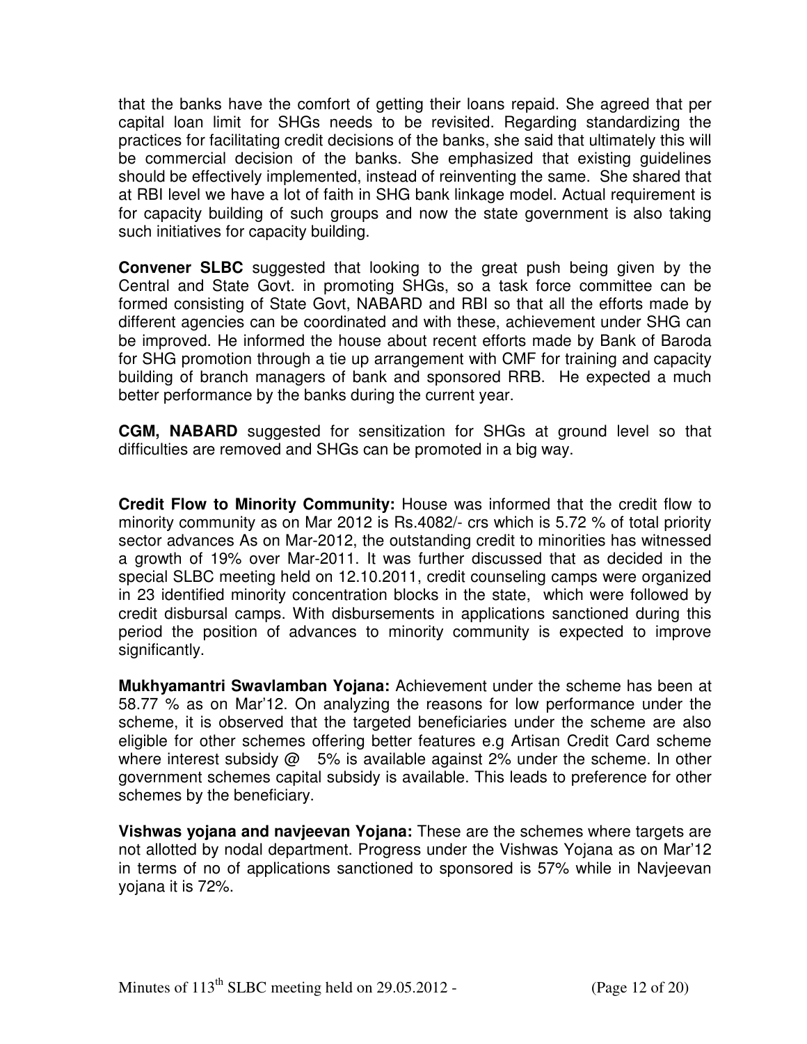that the banks have the comfort of getting their loans repaid. She agreed that per capital loan limit for SHGs needs to be revisited. Regarding standardizing the practices for facilitating credit decisions of the banks, she said that ultimately this will be commercial decision of the banks. She emphasized that existing guidelines should be effectively implemented, instead of reinventing the same. She shared that at RBI level we have a lot of faith in SHG bank linkage model. Actual requirement is for capacity building of such groups and now the state government is also taking such initiatives for capacity building.

**Convener SLBC** suggested that looking to the great push being given by the Central and State Govt. in promoting SHGs, so a task force committee can be formed consisting of State Govt, NABARD and RBI so that all the efforts made by different agencies can be coordinated and with these, achievement under SHG can be improved. He informed the house about recent efforts made by Bank of Baroda for SHG promotion through a tie up arrangement with CMF for training and capacity building of branch managers of bank and sponsored RRB. He expected a much better performance by the banks during the current year.

**CGM, NABARD** suggested for sensitization for SHGs at ground level so that difficulties are removed and SHGs can be promoted in a big way.

**Credit Flow to Minority Community:** House was informed that the credit flow to minority community as on Mar 2012 is Rs.4082/- crs which is 5.72 % of total priority sector advances As on Mar-2012, the outstanding credit to minorities has witnessed a growth of 19% over Mar-2011. It was further discussed that as decided in the special SLBC meeting held on 12.10.2011, credit counseling camps were organized in 23 identified minority concentration blocks in the state, which were followed by credit disbursal camps. With disbursements in applications sanctioned during this period the position of advances to minority community is expected to improve significantly.

**Mukhyamantri Swavlamban Yojana:** Achievement under the scheme has been at 58.77 % as on Mar'12. On analyzing the reasons for low performance under the scheme, it is observed that the targeted beneficiaries under the scheme are also eligible for other schemes offering better features e.g Artisan Credit Card scheme where interest subsidy @ 5% is available against 2% under the scheme. In other government schemes capital subsidy is available. This leads to preference for other schemes by the beneficiary.

**Vishwas yojana and navjeevan Yojana:** These are the schemes where targets are not allotted by nodal department. Progress under the Vishwas Yojana as on Mar'12 in terms of no of applications sanctioned to sponsored is 57% while in Navjeevan yojana it is 72%.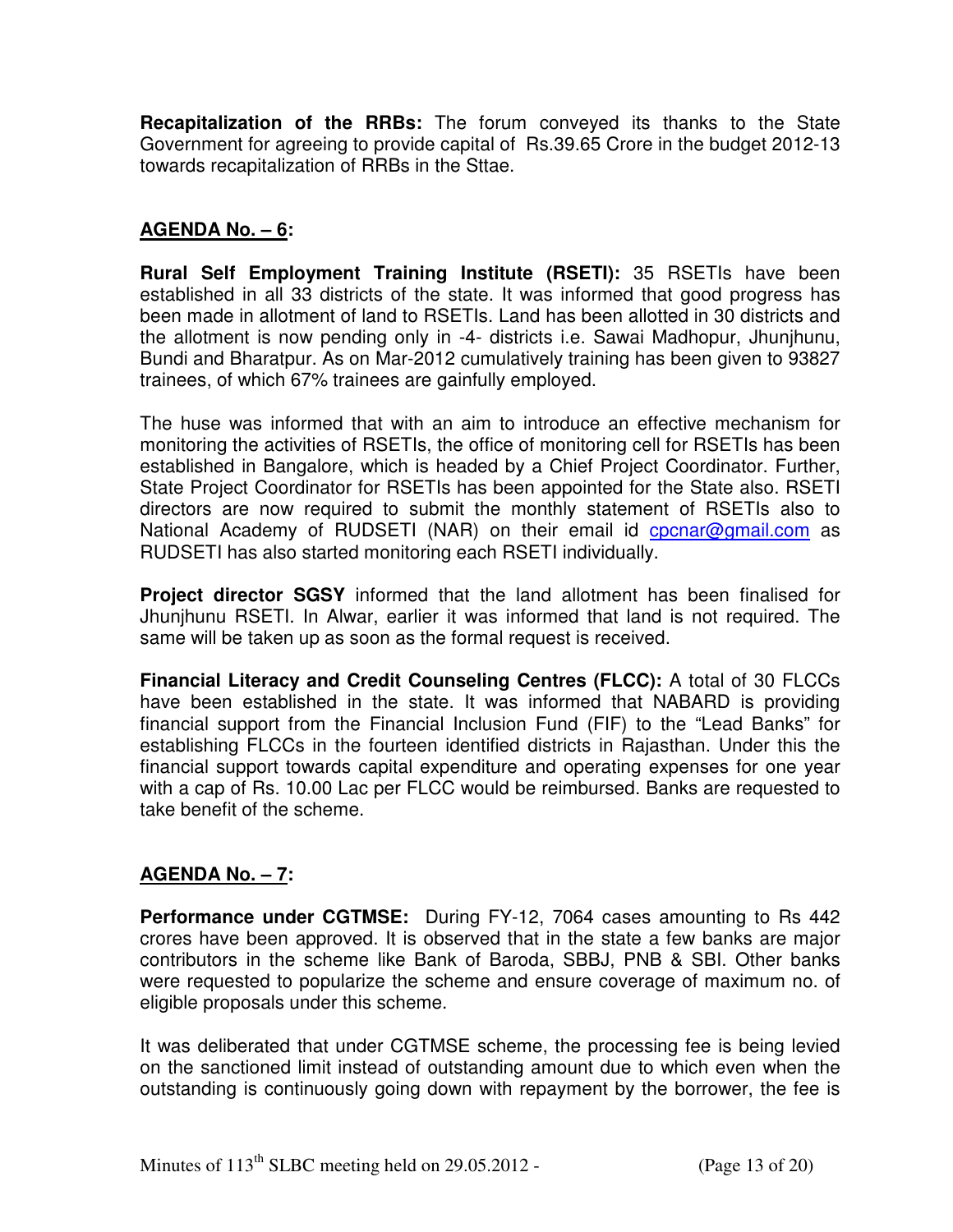**Recapitalization of the RRBs:** The forum conveyed its thanks to the State Government for agreeing to provide capital of Rs.39.65 Crore in the budget 2012-13 towards recapitalization of RRBs in the Sttae.

## AGENDA No. – 6:

**Rural Self Employment Training Institute (RSETI):** 35 RSETIs have been established in all 33 districts of the state. It was informed that good progress has been made in allotment of land to RSETIs. Land has been allotted in 30 districts and the allotment is now pending only in -4- districts i.e. Sawai Madhopur, Jhunjhunu, Bundi and Bharatpur. As on Mar-2012 cumulatively training has been given to 93827 trainees, of which 67% trainees are gainfully employed.

The huse was informed that with an aim to introduce an effective mechanism for monitoring the activities of RSETIs, the office of monitoring cell for RSETIs has been established in Bangalore, which is headed by a Chief Project Coordinator. Further, State Project Coordinator for RSETIs has been appointed for the State also. RSETI directors are now required to submit the monthly statement of RSETIs also to National Academy of RUDSETI (NAR) on their email id cpcnar@gmail.com as RUDSETI has also started monitoring each RSETI individually.

**Project director SGSY** informed that the land allotment has been finalised for Jhunjhunu RSETI. In Alwar, earlier it was informed that land is not required. The same will be taken up as soon as the formal request is received.

**Financial Literacy and Credit Counseling Centres (FLCC):** A total of 30 FLCCs have been established in the state. It was informed that NABARD is providing financial support from the Financial Inclusion Fund (FIF) to the "Lead Banks" for establishing FLCCs in the fourteen identified districts in Rajasthan. Under this the financial support towards capital expenditure and operating expenses for one year with a cap of Rs. 10.00 Lac per FLCC would be reimbursed. Banks are requested to take benefit of the scheme.

## AGENDA No. – 7:

**Performance under CGTMSE:** During FY-12, 7064 cases amounting to Rs 442 crores have been approved. It is observed that in the state a few banks are major contributors in the scheme like Bank of Baroda, SBBJ, PNB & SBI. Other banks were requested to popularize the scheme and ensure coverage of maximum no. of eligible proposals under this scheme.

It was deliberated that under CGTMSE scheme, the processing fee is being levied on the sanctioned limit instead of outstanding amount due to which even when the outstanding is continuously going down with repayment by the borrower, the fee is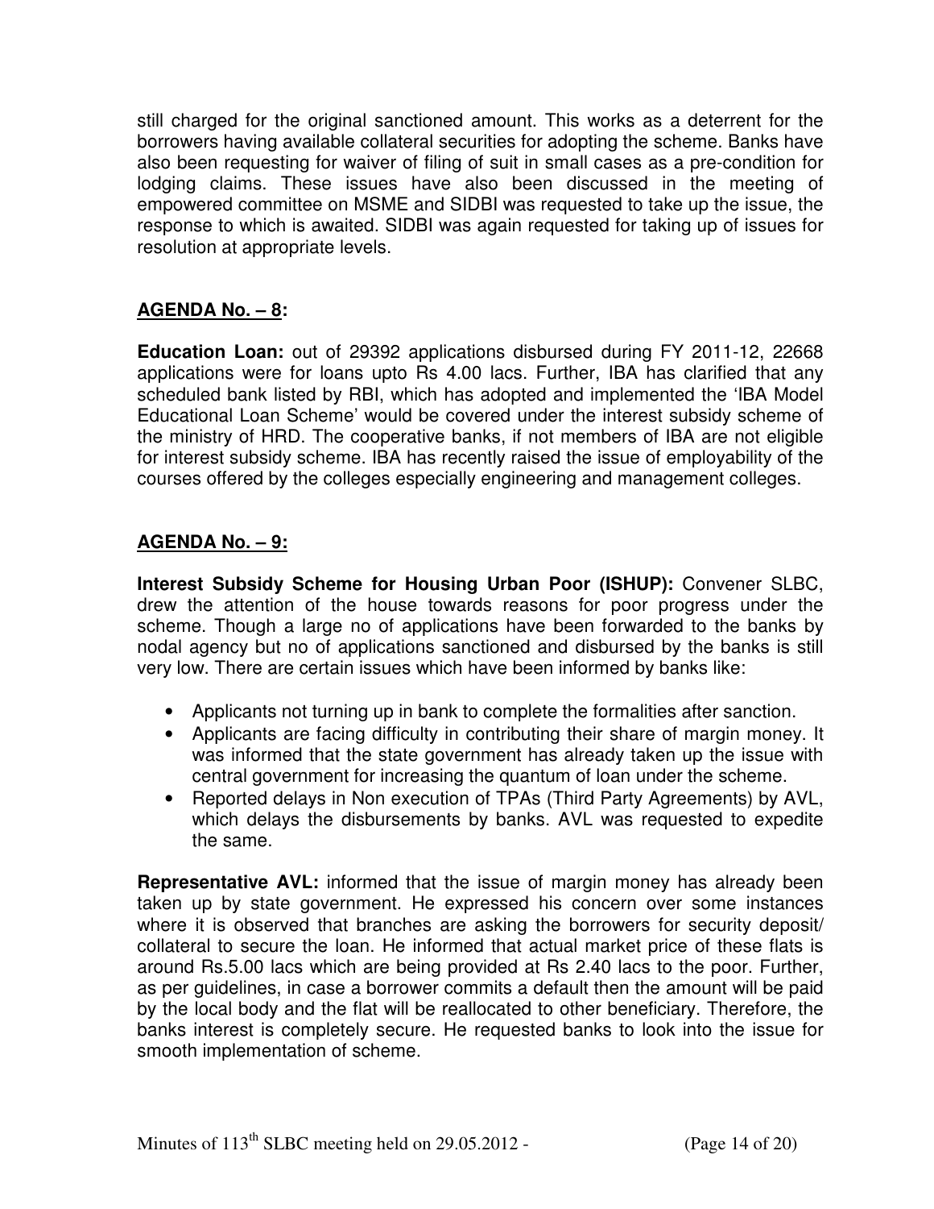still charged for the original sanctioned amount. This works as a deterrent for the borrowers having available collateral securities for adopting the scheme. Banks have also been requesting for waiver of filing of suit in small cases as a pre-condition for lodging claims. These issues have also been discussed in the meeting of empowered committee on MSME and SIDBI was requested to take up the issue, the response to which is awaited. SIDBI was again requested for taking up of issues for resolution at appropriate levels.

## AGENDA No. – 8:

**Education Loan:** out of 29392 applications disbursed during FY 2011-12, 22668 applications were for loans upto Rs 4.00 lacs. Further, IBA has clarified that any scheduled bank listed by RBI, which has adopted and implemented the 'IBA Model Educational Loan Scheme' would be covered under the interest subsidy scheme of the ministry of HRD. The cooperative banks, if not members of IBA are not eligible for interest subsidy scheme. IBA has recently raised the issue of employability of the courses offered by the colleges especially engineering and management colleges.

## AGENDA No. – 9:

**Interest Subsidy Scheme for Housing Urban Poor (ISHUP):** Convener SLBC, drew the attention of the house towards reasons for poor progress under the scheme. Though a large no of applications have been forwarded to the banks by nodal agency but no of applications sanctioned and disbursed by the banks is still very low. There are certain issues which have been informed by banks like:

- Applicants not turning up in bank to complete the formalities after sanction.
- Applicants are facing difficulty in contributing their share of margin money. It was informed that the state government has already taken up the issue with central government for increasing the quantum of loan under the scheme.
- Reported delays in Non execution of TPAs (Third Party Agreements) by AVL, which delays the disbursements by banks. AVL was requested to expedite the same.

**Representative AVL:** informed that the issue of margin money has already been taken up by state government. He expressed his concern over some instances where it is observed that branches are asking the borrowers for security deposit/ collateral to secure the loan. He informed that actual market price of these flats is around Rs.5.00 lacs which are being provided at Rs 2.40 lacs to the poor. Further, as per guidelines, in case a borrower commits a default then the amount will be paid by the local body and the flat will be reallocated to other beneficiary. Therefore, the banks interest is completely secure. He requested banks to look into the issue for smooth implementation of scheme.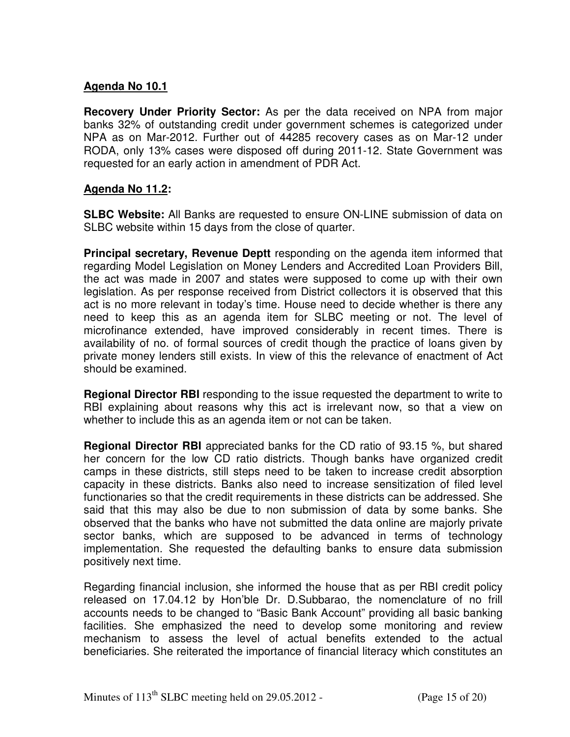**Agenda No 10.1**

**Recovery Under Priority Sector:** As per the data received on NPA from major banks 32% of outstanding credit under government schemes is categorized under NPA as on Mar-2012. Further out of 44285 recovery cases as on Mar-12 under RODA, only 13% cases were disposed off during 2011-12. State Government was requested for an early action in amendment of PDR Act.

**Agenda No 11.2:**

**SLBC Website:** All Banks are requested to ensure ON-LINE submission of data on SLBC website within 15 days from the close of quarter.

**Principal secretary, Revenue Deptt** responding on the agenda item informed that regarding Model Legislation on Money Lenders and Accredited Loan Providers Bill, the act was made in 2007 and states were supposed to come up with their own legislation. As per response received from District collectors it is observed that this act is no more relevant in today's time. House need to decide whether is there any need to keep this as an agenda item for SLBC meeting or not. The level of microfinance extended, have improved considerably in recent times. There is availability of no. of formal sources of credit though the practice of loans given by private money lenders still exists. In view of this the relevance of enactment of Act should be examined.

**Regional Director RBI** responding to the issue requested the department to write to RBI explaining about reasons why this act is irrelevant now, so that a view on whether to include this as an agenda item or not can be taken.

**Regional Director RBI** appreciated banks for the CD ratio of 93.15 %, but shared her concern for the low CD ratio districts. Though banks have organized credit camps in these districts, still steps need to be taken to increase credit absorption capacity in these districts. Banks also need to increase sensitization of filed level functionaries so that the credit requirements in these districts can be addressed. She said that this may also be due to non submission of data by some banks. She observed that the banks who have not submitted the data online are majorly private sector banks, which are supposed to be advanced in terms of technology implementation. She requested the defaulting banks to ensure data submission positively next time.

Regarding financial inclusion, she informed the house that as per RBI credit policy released on 17.04.12 by Hon'ble Dr. D.Subbarao, the nomenclature of no frill accounts needs to be changed to "Basic Bank Account" providing all basic banking facilities. She emphasized the need to develop some monitoring and review mechanism to assess the level of actual benefits extended to the actual beneficiaries. She reiterated the importance of financial literacy which constitutes an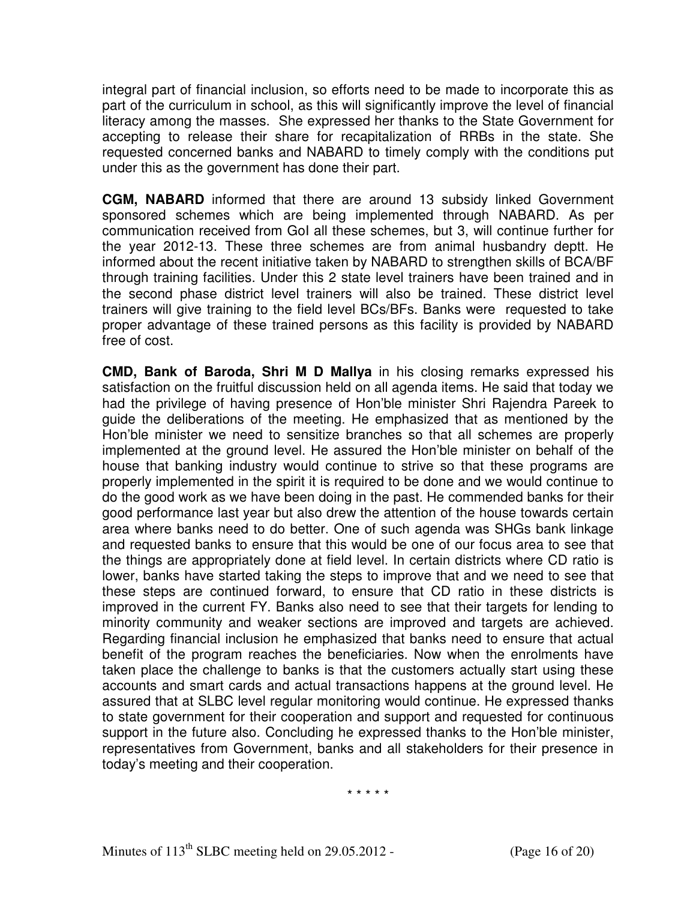integral part of financial inclusion, so efforts need to be made to incorporate this as part of the curriculum in school, as this will significantly improve the level of financial literacy among the masses. She expressed her thanks to the State Government for accepting to release their share for recapitalization of RRBs in the state. She requested concerned banks and NABARD to timely comply with the conditions put under this as the government has done their part.

**CGM, NABARD** informed that there are around 13 subsidy linked Government sponsored schemes which are being implemented through NABARD. As per communication received from GoI all these schemes, but 3, will continue further for the year 2012-13. These three schemes are from animal husbandry deptt. He informed about the recent initiative taken by NABARD to strengthen skills of BCA/BF through training facilities. Under this 2 state level trainers have been trained and in the second phase district level trainers will also be trained. These district level trainers will give training to the field level BCs/BFs. Banks were requested to take proper advantage of these trained persons as this facility is provided by NABARD free of cost.

**CMD, Bank of Baroda, Shri M D Mallya** in his closing remarks expressed his satisfaction on the fruitful discussion held on all agenda items. He said that today we had the privilege of having presence of Hon'ble minister Shri Rajendra Pareek to guide the deliberations of the meeting. He emphasized that as mentioned by the Hon'ble minister we need to sensitize branches so that all schemes are properly implemented at the ground level. He assured the Hon'ble minister on behalf of the house that banking industry would continue to strive so that these programs are properly implemented in the spirit it is required to be done and we would continue to do the good work as we have been doing in the past. He commended banks for their good performance last year but also drew the attention of the house towards certain area where banks need to do better. One of such agenda was SHGs bank linkage and requested banks to ensure that this would be one of our focus area to see that the things are appropriately done at field level. In certain districts where CD ratio is lower, banks have started taking the steps to improve that and we need to see that these steps are continued forward, to ensure that CD ratio in these districts is improved in the current FY. Banks also need to see that their targets for lending to minority community and weaker sections are improved and targets are achieved. Regarding financial inclusion he emphasized that banks need to ensure that actual benefit of the program reaches the beneficiaries. Now when the enrolments have taken place the challenge to banks is that the customers actually start using these accounts and smart cards and actual transactions happens at the ground level. He assured that at SLBC level regular monitoring would continue. He expressed thanks to state government for their cooperation and support and requested for continuous support in the future also. Concluding he expressed thanks to the Hon'ble minister, representatives from Government, banks and all stakeholders for their presence in today's meeting and their cooperation.

\* \* \* \* \*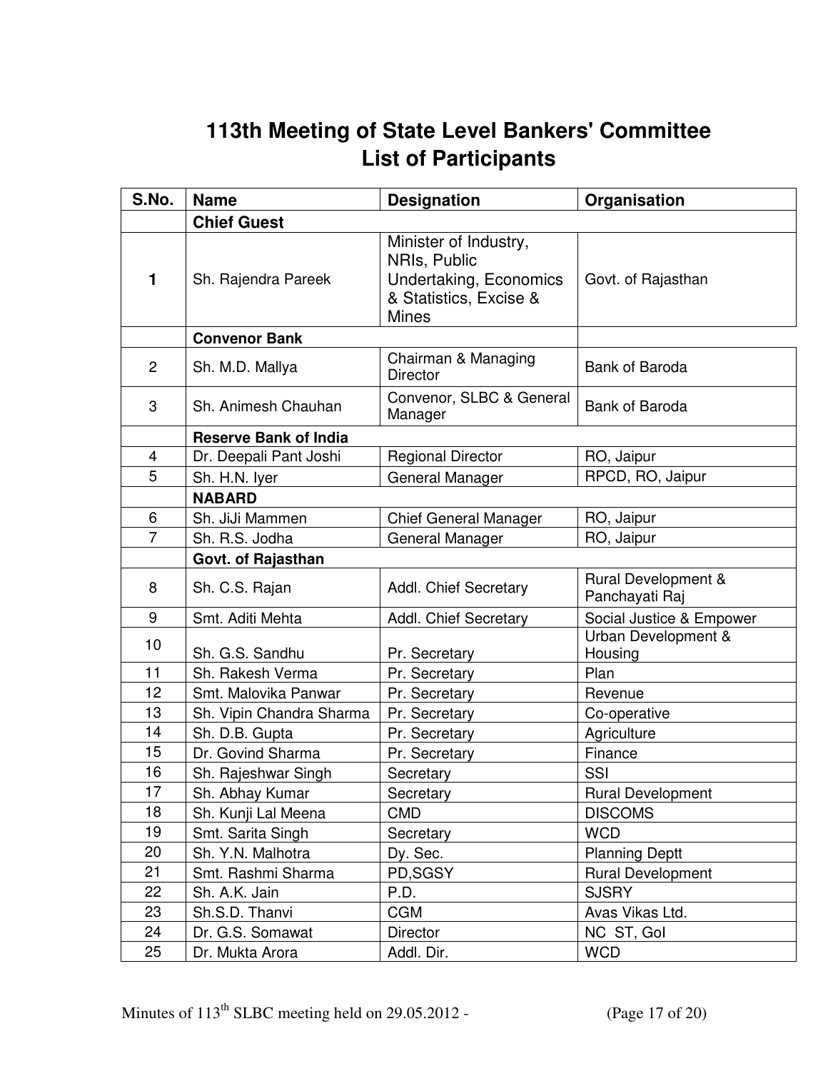# 113th Meeting of State Level Bankers' Committee
# List of Participants

| S.No. | Name | Designation | Organisation |
|---|---|---|---|
| | **Chief Guest** | | |
| **1** | Sh. Rajendra Pareek | Minister of Industry, NRIs, Public Undertaking, Economics & Statistics, Excise & Mines | Govt. of Rajasthan |
| | **Convenor Bank** | | |
| 2 | Sh. M.D. Mallya | Chairman & Managing Director | Bank of Baroda |
| 3 | Sh. Animesh Chauhan | Convenor, SLBC & General Manager | Bank of Baroda |
| | **Reserve Bank of India** | | |
| 4 | Dr. Deepali Pant Joshi | Regional Director | RO, Jaipur |
| 5 | Sh. H.N. Iyer | General Manager | RPCD, RO, Jaipur |
| | **NABARD** | | |
| 6 | Sh. JiJi Mammen | Chief General Manager | RO, Jaipur |
| 7 | Sh. R.S. Jodha | General Manager | RO, Jaipur |
| | **Govt. of Rajasthan** | | |
| 8 | Sh. C.S. Rajan | Addl. Chief Secretary | Rural Development & Panchayati Raj |
| 9 | Smt. Aditi Mehta | Addl. Chief Secretary | Social Justice & Empower |
| 10 | Sh. G.S. Sandhu | Pr. Secretary | Urban Development & Housing |
| 11 | Sh. Rakesh Verma | Pr. Secretary | Plan |
| 12 | Smt. Malovika Panwar | Pr. Secretary | Revenue |
| 13 | Sh. Vipin Chandra Sharma | Pr. Secretary | Co-operative |
| 14 | Sh. D.B. Gupta | Pr. Secretary | Agriculture |
| 15 | Dr. Govind Sharma | Pr. Secretary | Finance |
| 16 | Sh. Rajeshwar Singh | Secretary | SSI |
| 17 | Sh. Abhay Kumar | Secretary | Rural Development |
| 18 | Sh. Kunji Lal Meena | CMD | DISCOMS |
| 19 | Smt. Sarita Singh | Secretary | WCD |
| 20 | Sh. Y.N. Malhotra | Dy. Sec. | Planning Deptt |
| 21 | Smt. Rashmi Sharma | PD,SGSY | Rural Development |
| 22 | Sh. A.K. Jain | P.D. | SJSRY |
| 23 | Sh.S.D. Thanvi | CGM | Avas Vikas Ltd. |
| 24 | Dr. G.S. Somawat | Director | NC ST, GoI |
| 25 | Dr. Mukta Arora | Addl. Dir. | WCD |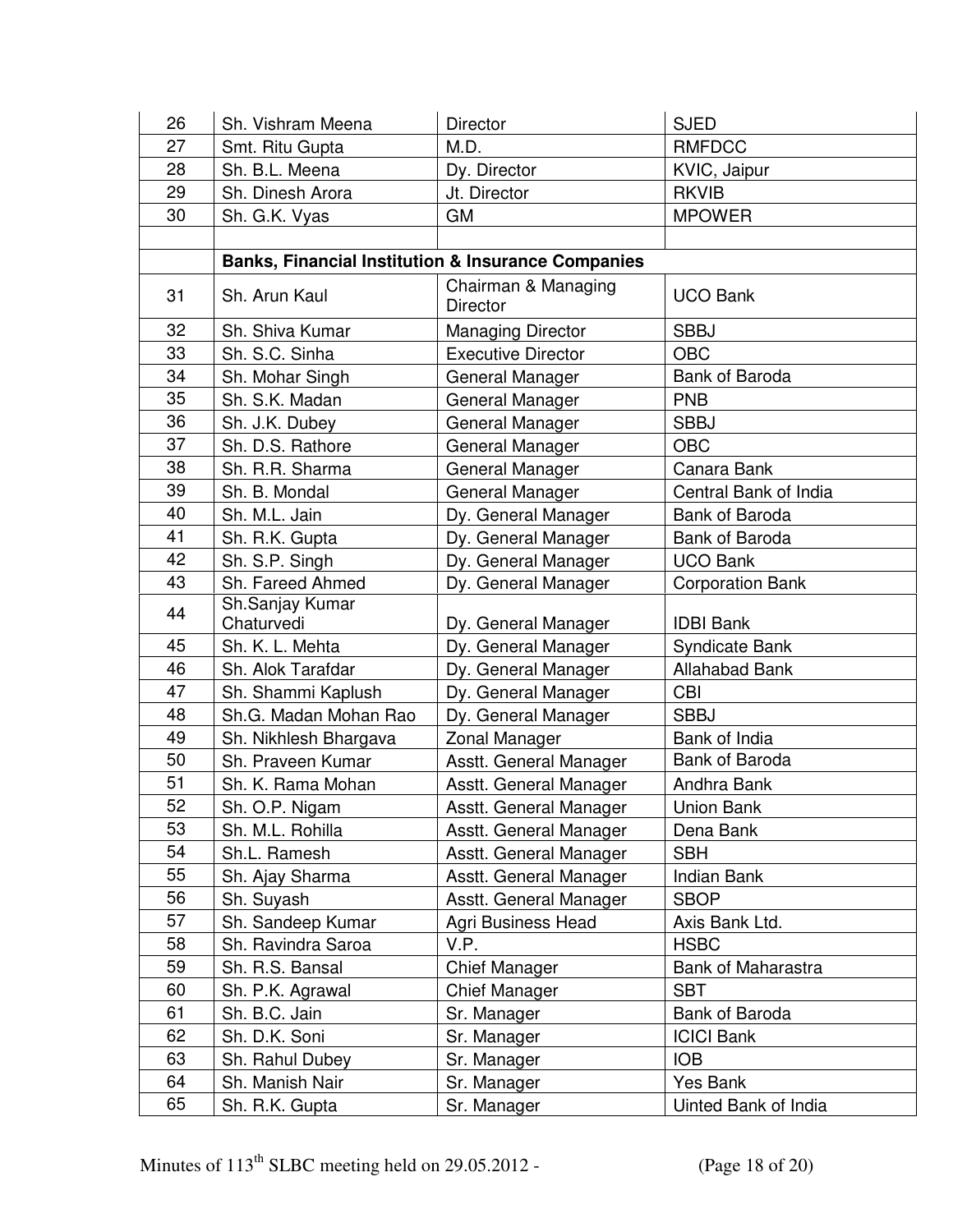| | | | |
|---|---|---|---|
| 26 | Sh. Vishram Meena | Director | SJED |
| 27 | Smt. Ritu Gupta | M.D. | RMFDCC |
| 28 | Sh. B.L. Meena | Dy. Director | KVIC, Jaipur |
| 29 | Sh. Dinesh Arora | Jt. Director | RKVIB |
| 30 | Sh. G.K. Vyas | GM | MPOWER |
| | | | |
| | **Banks, Financial Institution & Insurance Companies** | | |
| 31 | Sh. Arun Kaul | Chairman & Managing Director | UCO Bank |
| 32 | Sh. Shiva Kumar | Managing Director | SBBJ |
| 33 | Sh. S.C. Sinha | Executive Director | OBC |
| 34 | Sh. Mohar Singh | General Manager | Bank of Baroda |
| 35 | Sh. S.K. Madan | General Manager | PNB |
| 36 | Sh. J.K. Dubey | General Manager | SBBJ |
| 37 | Sh. D.S. Rathore | General Manager | OBC |
| 38 | Sh. R.R. Sharma | General Manager | Canara Bank |
| 39 | Sh. B. Mondal | General Manager | Central Bank of India |
| 40 | Sh. M.L. Jain | Dy. General Manager | Bank of Baroda |
| 41 | Sh. R.K. Gupta | Dy. General Manager | Bank of Baroda |
| 42 | Sh. S.P. Singh | Dy. General Manager | UCO Bank |
| 43 | Sh. Fareed Ahmed | Dy. General Manager | Corporation Bank |
| 44 | Sh.Sanjay Kumar Chaturvedi | Dy. General Manager | IDBI Bank |
| 45 | Sh. K. L. Mehta | Dy. General Manager | Syndicate Bank |
| 46 | Sh. Alok Tarafdar | Dy. General Manager | Allahabad Bank |
| 47 | Sh. Shammi Kaplush | Dy. General Manager | CBI |
| 48 | Sh.G. Madan Mohan Rao | Dy. General Manager | SBBJ |
| 49 | Sh. Nikhlesh Bhargava | Zonal Manager | Bank of India |
| 50 | Sh. Praveen Kumar | Asstt. General Manager | Bank of Baroda |
| 51 | Sh. K. Rama Mohan | Asstt. General Manager | Andhra Bank |
| 52 | Sh. O.P. Nigam | Asstt. General Manager | Union Bank |
| 53 | Sh. M.L. Rohilla | Asstt. General Manager | Dena Bank |
| 54 | Sh.L. Ramesh | Asstt. General Manager | SBH |
| 55 | Sh. Ajay Sharma | Asstt. General Manager | Indian Bank |
| 56 | Sh. Suyash | Asstt. General Manager | SBOP |
| 57 | Sh. Sandeep Kumar | Agri Business Head | Axis Bank Ltd. |
| 58 | Sh. Ravindra Saroa | V.P. | HSBC |
| 59 | Sh. R.S. Bansal | Chief Manager | Bank of Maharastra |
| 60 | Sh. P.K. Agrawal | Chief Manager | SBT |
| 61 | Sh. B.C. Jain | Sr. Manager | Bank of Baroda |
| 62 | Sh. D.K. Soni | Sr. Manager | ICICI Bank |
| 63 | Sh. Rahul Dubey | Sr. Manager | IOB |
| 64 | Sh. Manish Nair | Sr. Manager | Yes Bank |
| 65 | Sh. R.K. Gupta | Sr. Manager | Uinted Bank of India |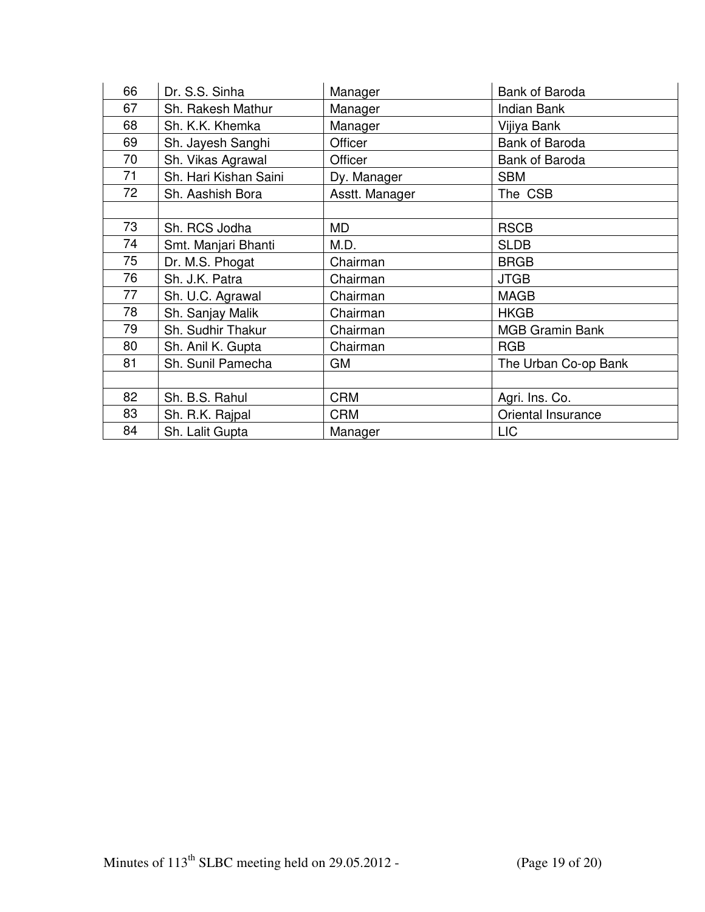| 66 | Dr. S.S. Sinha | Manager | Bank of Baroda |
|---|---|---|---|
| 67 | Sh. Rakesh Mathur | Manager | Indian Bank |
| 68 | Sh. K.K. Khemka | Manager | Vijiya Bank |
| 69 | Sh. Jayesh Sanghi | Officer | Bank of Baroda |
| 70 | Sh. Vikas Agrawal | Officer | Bank of Baroda |
| 71 | Sh. Hari Kishan Saini | Dy. Manager | SBM |
| 72 | Sh. Aashish Bora | Asstt. Manager | The CSB |
| | | | |
| 73 | Sh. RCS Jodha | MD | RSCB |
| 74 | Smt. Manjari Bhanti | M.D. | SLDB |
| 75 | Dr. M.S. Phogat | Chairman | BRGB |
| 76 | Sh. J.K. Patra | Chairman | JTGB |
| 77 | Sh. U.C. Agrawal | Chairman | MAGB |
| 78 | Sh. Sanjay Malik | Chairman | HKGB |
| 79 | Sh. Sudhir Thakur | Chairman | MGB Gramin Bank |
| 80 | Sh. Anil K. Gupta | Chairman | RGB |
| 81 | Sh. Sunil Pamecha | GM | The Urban Co-op Bank |
| | | | |
| 82 | Sh. B.S. Rahul | CRM | Agri. Ins. Co. |
| 83 | Sh. R.K. Rajpal | CRM | Oriental Insurance |
| 84 | Sh. Lalit Gupta | Manager | LIC |